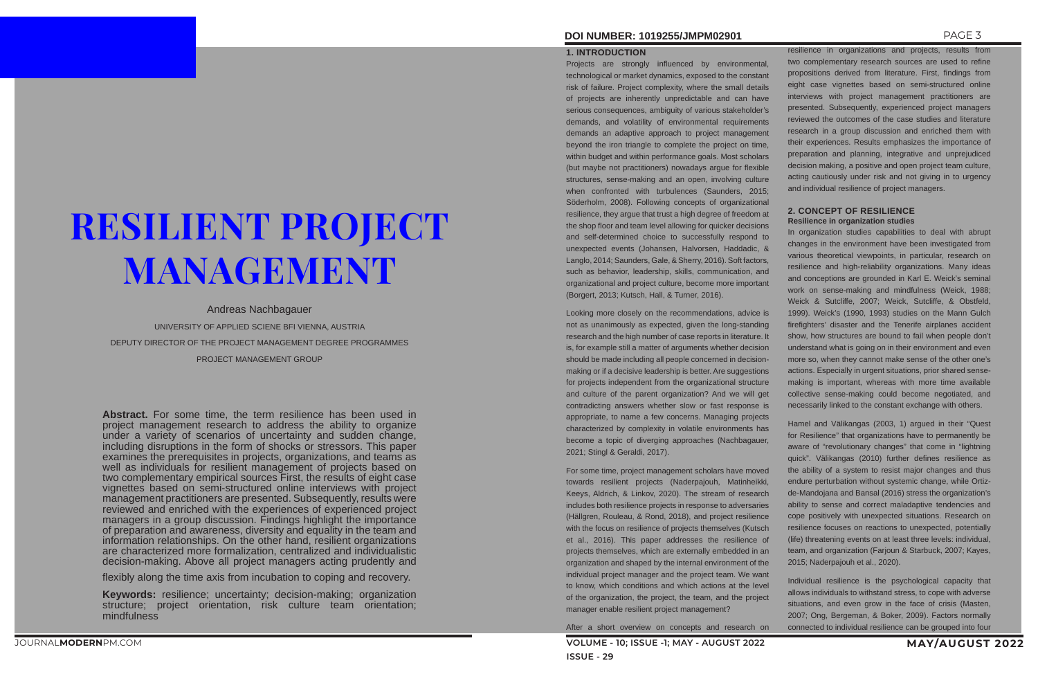# RESILIENT PROJECT MANAGEMENT

Andreas Nachbagauer

UNIVERSITY OF APPLIED SCIENE BFI VIENNA, AUSTRIA

DEPUTY DIRECTOR OF THE PROJECT MANAGEMENT DEGREE PROGRAMMES

PROJECT MANAGEMENT GROUP

**Abstract.** For some time, the term resilience has been used in project management research to address the ability to organize under a variety of scenarios of uncertainty and sudden change, including disruptions in the form of shocks or stressors. This paper examines the prerequisites in projects, organizations, and teams as well as individuals for resilient management of projects based on two complementary empirical sources First, the results of eight case vignettes based on semi-structured online interviews with project management practitioners are presented. Subsequently, results were reviewed and enriched with the experiences of experienced project managers in a group discussion. Findings highlight the importance of preparation and awareness, diversity and equality in the team and information relationships. On the other hand, resilient organizations are characterized more formalization, centralized and individualistic decision-making. Above all project managers acting prudently and flexibly along the time axis from incubation to coping and recovery.

**Keywords:** resilience; uncertainty; decision-making; organization structure; project orientation, risk culture team orientation; mindfulness

## 1. INTRODUCTION

Projects are strongly influenced by environmental, technological or market dynamics, exposed to the constant risk of failure. Project complexity, where the small details of projects are inherently unpredictable and can have serious consequences, ambiguity of various stakeholder's demands, and volatility of environmental requirements demands an adaptive approach to project management beyond the iron triangle to complete the project on time, within budget and within performance goals. Most scholars (but maybe not practitioners) nowadays argue for flexible structures, sense-making and an open, involving culture when confronted with turbulences (Saunders, 2015; Söderholm, 2008). Following concepts of organizational resilience, they argue that trust a high degree of freedom at the shop floor and team level allowing for quicker decisions and self-determined choice to successfully respond to unexpected events (Johansen, Halvorsen, Haddadic, & Langlo, 2014; Saunders, Gale, & Sherry, 2016). Soft factors, such as behavior, leadership, skills, communication, and organizational and project culture, become more important (Borgert, 2013; Kutsch, Hall, & Turner, 2016).

Looking more closely on the recommendations, advice is not as unanimously as expected, given the long-standing research and the high number of case reports in literature. It is, for example still a matter of arguments whether decision should be made including all people concerned in decision-making or if a decisive leadership is better. Are suggestions for projects independent from the organizational structure and culture of the parent organization? And we will get contradicting answers whether slow or fast response is appropriate, to name a few concerns. Managing projects characterized by complexity in volatile environments has become a topic of diverging approaches (Nachbagauer, 2021; Stingl & Geraldi, 2017).

For some time, project management scholars have moved towards resilient projects (Naderpajouh, Matinheikki, Keeys, Aldrich, & Linkov, 2020). The stream of research includes both resilience projects in response to adversaries (Hällgren, Rouleau, & Rond, 2018), and project resilience with the focus on resilience of projects themselves (Kutsch et al., 2016). This paper addresses the resilience of projects themselves, which are externally embedded in an organization and shaped by the internal environment of the individual project manager and the project team. We want to know, which conditions and which actions at the level of the organization, the project, the team, and the project manager enable resilient project management?

After a short overview on concepts and research on resilience in organizations and projects, results from two complementary research sources are used to refine propositions derived from literature. First, findings from eight case vignettes based on semi-structured online interviews with project management practitioners are presented. Subsequently, experienced project managers reviewed the outcomes of the case studies and literature research in a group discussion and enriched them with their experiences. Results emphasizes the importance of preparation and planning, integrative and unprejudiced decision making, a positive and open project team culture, acting cautiously under risk and not giving in to urgency and individual resilience of project managers.

## 2. CONCEPT OF RESILIENCE

### Resilience in organization studies

In organization studies capabilities to deal with abrupt changes in the environment have been investigated from various theoretical viewpoints, in particular, research on resilience and high-reliability organizations. Many ideas and conceptions are grounded in Karl E. Weick's seminal work on sense-making and mindfulness (Weick, 1988; Weick & Sutcliffe, 2007; Weick, Sutcliffe, & Obstfeld, 1999). Weick's (1990, 1993) studies on the Mann Gulch firefighters' disaster and the Tenerife airplanes accident show, how structures are bound to fail when people don't understand what is going on in their environment and even more so, when they cannot make sense of the other one's actions. Especially in urgent situations, prior shared sense-making is important, whereas with more time available collective sense-making could become negotiated, and necessarily linked to the constant exchange with others.

Hamel and Välikangas (2003, 1) argued in their "Quest for Resilience" that organizations have to permanently be aware of "revolutionary changes" that come in "lightning quick". Välikangas (2010) further defines resilience as the ability of a system to resist major changes and thus endure perturbation without systemic change, while Ortiz-de-Mandojana and Bansal (2016) stress the organization's ability to sense and correct maladaptive tendencies and cope positively with unexpected situations. Research on resilience focuses on reactions to unexpected, potentially (life) threatening events on at least three levels: individual, team, and organization (Farjoun & Starbuck, 2007; Kayes, 2015; Naderpajouh et al., 2020).

Individual resilience is the psychological capacity that allows individuals to withstand stress, to cope with adverse situations, and even grow in the face of crisis (Masten, 2007; Ong, Bergeman, & Boker, 2009). Factors normally connected to individual resilience can be grouped into four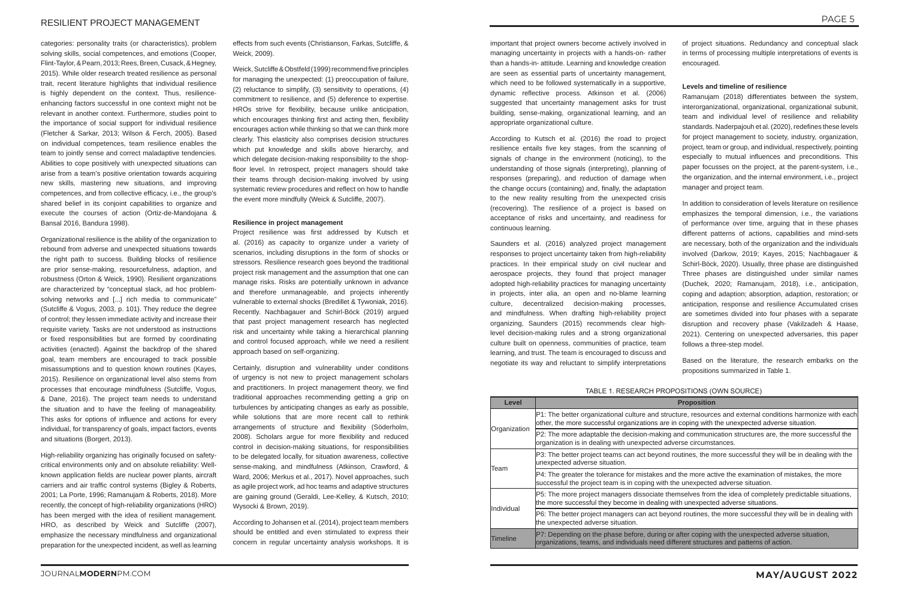categories: personality traits (or characteristics), problem solving skills, social competences, and emotions (Cooper, Flint-Taylor, & Pearn, 2013; Rees, Breen, Cusack, & Hegney, 2015). While older research treated resilience as personal trait, recent literature highlights that individual resilience is highly dependent on the context. Thus, resilience-enhancing factors successful in one context might not be relevant in another context. Furthermore, studies point to the importance of social support for individual resilience (Fletcher & Sarkar, 2013; Wilson & Ferch, 2005). Based on individual competences, team resilience enables the team to jointly sense and correct maladaptive tendencies. Abilities to cope positively with unexpected situations can arise from a team's positive orientation towards acquiring new skills, mastering new situations, and improving competences, and from collective efficacy, i.e., the group's shared belief in its conjoint capabilities to organize and execute the courses of action (Ortiz-de-Mandojana & Bansal 2016, Bandura 1998).

Organizational resilience is the ability of the organization to rebound from adverse and unexpected situations towards the right path to success. Building blocks of resilience are prior sense-making, resourcefulness, adaption, and robustness (Orton & Weick, 1990). Resilient organizations are characterized by "conceptual slack, ad hoc problem-solving networks and [...] rich media to communicate" (Sutcliffe & Vogus, 2003, p. 101). They reduce the degree of control; they lessen immediate activity and increase their requisite variety. Tasks are not understood as instructions or fixed responsibilities but are formed by coordinating activities (enacted). Against the backdrop of the shared goal, team members are encouraged to track possible misassumptions and to question known routines (Kayes, 2015). Resilience on organizational level also stems from processes that encourage mindfulness (Sutcliffe, Vogus, & Dane, 2016). The project team needs to understand the situation and to have the feeling of manageability. This asks for options of influence and actions for every individual, for transparency of goals, impact factors, events and situations (Borgert, 2013).

High-reliability organizing has originally focused on safety-critical environments only and on absolute reliability: Well-known application fields are nuclear power plants, aircraft carriers and air traffic control systems (Bigley & Roberts, 2001; La Porte, 1996; Ramanujam & Roberts, 2018). More recently, the concept of high-reliability organizations (HRO) has been merged with the idea of resilient management. HRO, as described by Weick and Sutcliffe (2007), emphasize the necessary mindfulness and organizational preparation for the unexpected incident, as well as learning effects from such events (Christianson, Farkas, Sutcliffe, & Weick, 2009).

Weick, Sutcliffe & Obstfeld (1999) recommend five principles for managing the unexpected: (1) preoccupation of failure, (2) reluctance to simplify, (3) sensitivity to operations, (4) commitment to resilience, and (5) deference to expertise. HROs strive for flexibility, because unlike anticipation, which encourages thinking first and acting then, flexibility encourages action while thinking so that we can think more clearly. This elasticity also comprises decision structures which put knowledge and skills above hierarchy, and which delegate decision-making responsibility to the shop-floor level. In retrospect, project managers should take their teams through decision-making involved by using systematic review procedures and reflect on how to handle the event more mindfully (Weick & Sutcliffe, 2007).

### Resilience in project management

Project resilience was first addressed by Kutsch et al. (2016) as capacity to organize under a variety of scenarios, including disruptions in the form of shocks or stressors. Resilience research goes beyond the traditional project risk management and the assumption that one can manage risks. Risks are potentially unknown in advance and therefore unmanageable, and projects inherently vulnerable to external shocks (Bredillet & Tywoniak, 2016). Recently. Nachbagauer and Schirl-Böck (2019) argued that past project management research has neglected risk and uncertainty while taking a hierarchical planning and control focused approach, while we need a resilient approach based on self-organizing.

Certainly, disruption and vulnerability under conditions of urgency is not new to project management scholars and practitioners. In project management theory, we find traditional approaches recommending getting a grip on turbulences by anticipating changes as early as possible, while solutions that are more recent call to rethink arrangements of structure and flexibility (Söderholm, 2008). Scholars argue for more flexibility and reduced control in decision-making situations, for responsibilities to be delegated locally, for situation awareness, collective sense-making, and mindfulness (Atkinson, Crawford, & Ward, 2006; Merkus et al., 2017). Novel approaches, such as agile project work, ad hoc teams and adaptive structures are gaining ground (Geraldi, Lee-Kelley, & Kutsch, 2010; Wysocki & Brown, 2019).

According to Johansen et al. (2014), project team members should be entitled and even stimulated to express their concern in regular uncertainty analysis workshops. It is important that project owners become actively involved in managing uncertainty in projects with a hands-on- rather than a hands-in- attitude. Learning and knowledge creation are seen as essential parts of uncertainty management, which need to be followed systematically in a supportive, dynamic reflective process. Atkinson et al. (2006) suggested that uncertainty management asks for trust building, sense-making, organizational learning, and an appropriate organizational culture.

According to Kutsch et al. (2016) the road to project resilience entails five key stages, from the scanning of signals of change in the environment (noticing), to the understanding of those signals (interpreting), planning of responses (preparing), and reduction of damage when the change occurs (containing) and, finally, the adaptation to the new reality resulting from the unexpected crisis (recovering). The resilience of a project is based on acceptance of risks and uncertainty, and readiness for continuous learning.

Saunders et al. (2016) analyzed project management responses to project uncertainty taken from high-reliability practices. In their empirical study on civil nuclear and aerospace projects, they found that project manager adopted high-reliability practices for managing uncertainty in projects, inter alia, an open and no-blame learning culture, decentralized decision-making processes, and mindfulness. When drafting high-reliability project organizing, Saunders (2015) recommends clear high-level decision-making rules and a strong organizational culture built on openness, communities of practice, team learning, and trust. The team is encouraged to discuss and negotiate its way and reluctant to simplify interpretations of project situations. Redundancy and conceptual slack in terms of processing multiple interpretations of events is encouraged.

### Levels and timeline of resilience

Ramanujam (2018) differentiates between the system, interorganizational, organizational, organizational subunit, team and individual level of resilience and reliability standards. Naderpajouh et al. (2020), redefines these levels for project management to society, industry, organization, project, team or group, and individual, respectively, pointing especially to mutual influences and preconditions. This paper focusses on the project, at the parent-system, i.e., the organization, and the internal environment, i.e., project manager and project team.

In addition to consideration of levels literature on resilience emphasizes the temporal dimension, i.e., the variations of performance over time, arguing that in these phases different patterns of actions, capabilities and mind-sets are necessary, both of the organization and the individuals involved (Darkow, 2019; Kayes, 2015; Nachbagauer & Schirl-Böck, 2020). Usually, three phase are distinguished Three phases are distinguished under similar names (Duchek, 2020; Ramanujam, 2018), i.e., anticipation, coping and adaption; absorption, adaption, restoration; or anticipation, response and resilience Accumulated crises are sometimes divided into four phases with a separate disruption and recovery phase (Vakilzadeh & Haase, 2021). Centering on unexpected adversaries, this paper follows a three-step model.

Based on the literature, the research embarks on the propositions summarized in Table 1.

TABLE 1. RESEARCH PROPOSITIONS (OWN SOURCE)

| Level | Proposition |
|---|---|
| Organization | P1: The better organizational culture and structure, resources and external conditions harmonize with each other, the more successful organizations are in coping with the unexpected adverse situation. |
| | P2: The more adaptable the decision-making and communication structures are, the more successful the organization is in dealing with unexpected adverse circumstances. |
| Team | P3: The better project teams can act beyond routines, the more successful they will be in dealing with the unexpected adverse situation. |
| | P4: The greater the tolerance for mistakes and the more active the examination of mistakes, the more successful the project team is in coping with the unexpected adverse situation. |
| Individual | P5: The more project managers dissociate themselves from the idea of completely predictable situations, the more successful they become in dealing with unexpected adverse situations. |
| | P6: The better project managers can act beyond routines, the more successful they will be in dealing with the unexpected adverse situation. |
| Timeline | P7: Depending on the phase before, during or after coping with the unexpected adverse situation, organizations, teams, and individuals need different structures and patterns of action. |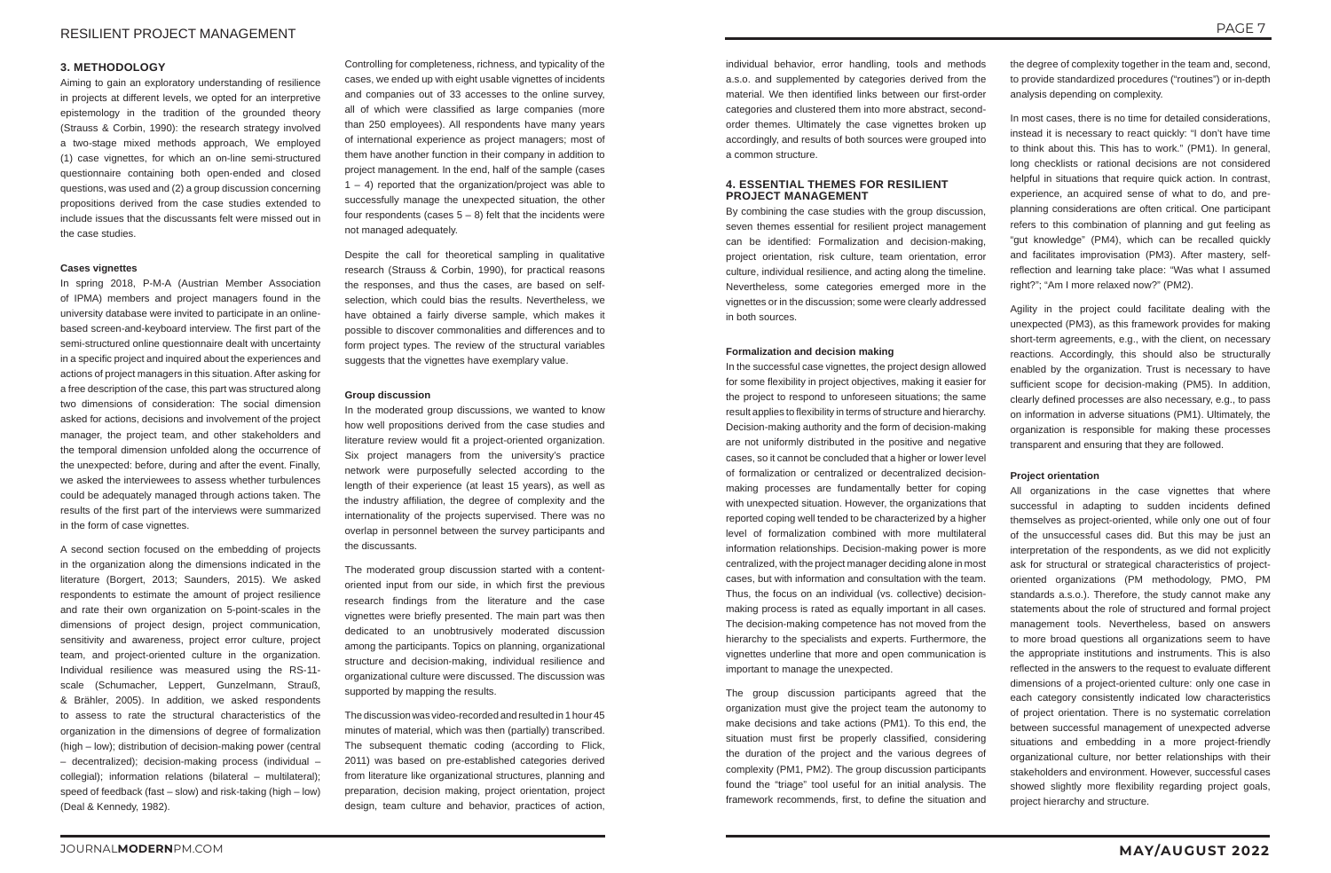## 3. METHODOLOGY

Aiming to gain an exploratory understanding of resilience in projects at different levels, we opted for an interpretive epistemology in the tradition of the grounded theory (Strauss & Corbin, 1990): the research strategy involved a two-stage mixed methods approach, We employed (1) case vignettes, for which an on-line semi-structured questionnaire containing both open-ended and closed questions, was used and (2) a group discussion concerning propositions derived from the case studies extended to include issues that the discussants felt were missed out in the case studies.

### Cases vignettes

In spring 2018, P-M-A (Austrian Member Association of IPMA) members and project managers found in the university database were invited to participate in an online-based screen-and-keyboard interview. The first part of the semi-structured online questionnaire dealt with uncertainty in a specific project and inquired about the experiences and actions of project managers in this situation. After asking for a free description of the case, this part was structured along two dimensions of consideration: The social dimension asked for actions, decisions and involvement of the project manager, the project team, and other stakeholders and the temporal dimension unfolded along the occurrence of the unexpected: before, during and after the event. Finally, we asked the interviewees to assess whether turbulences could be adequately managed through actions taken. The results of the first part of the interviews were summarized in the form of case vignettes.

A second section focused on the embedding of projects in the organization along the dimensions indicated in the literature (Borgert, 2013; Saunders, 2015). We asked respondents to estimate the amount of project resilience and rate their own organization on 5-point-scales in the dimensions of project design, project communication, sensitivity and awareness, project error culture, project team, and project-oriented culture in the organization. Individual resilience was measured using the RS-11-scale (Schumacher, Leppert, Gunzelmann, Strauß, & Brähler, 2005). In addition, we asked respondents to assess to rate the structural characteristics of the organization in the dimensions of degree of formalization (high – low); distribution of decision-making power (central – decentralized); decision-making process (individual – collegial); information relations (bilateral – multilateral); speed of feedback (fast – slow) and risk-taking (high – low) (Deal & Kennedy, 1982).

Controlling for completeness, richness, and typicality of the cases, we ended up with up with eight usable vignettes of incidents and companies out of 33 accesses to the online survey, all of which were classified as large companies (more than 250 employees). All respondents have many years of international experience as project managers; most of them have another function in their company in addition to project management. In the end, half of the sample (cases 1 – 4) reported that the organization/project was able to successfully manage the unexpected situation, the other four respondents (cases 5 – 8) felt that the incidents were not managed adequately.

Despite the call for theoretical sampling in qualitative research (Strauss & Corbin, 1990), for practical reasons the responses, and thus the cases, are based on self-selection, which could bias the results. Nevertheless, we have obtained a fairly diverse sample, which makes it possible to discover commonalities and differences and to form project types. The review of the structural variables suggests that the vignettes have exemplary value.

### Group discussion

In the moderated group discussions, we wanted to know how well propositions derived from the case studies and literature review would fit a project-oriented organization. Six project managers from the university's practice network were purposefully selected according to the length of their experience (at least 15 years), as well as the industry affiliation, the degree of complexity and the internationality of the projects supervised. There was no overlap in personnel between the survey participants and the discussants.

The moderated group discussion started with a content-oriented input from our side, in which first the previous research findings from the literature and the case vignettes were briefly presented. The main part was then dedicated to an unobtrusively moderated discussion among the participants. Topics on planning, organizational structure and decision-making, individual resilience and organizational culture were discussed. The discussion was supported by mapping the results.

The discussion was video-recorded and resulted in 1 hour 45 minutes of material, which was then (partially) transcribed. The subsequent thematic coding (according to Flick, 2011) was based on pre-established categories derived from literature like organizational structures, planning and preparation, decision making, project orientation, project design, team culture and behavior, practices of action, individual behavior, error handling, tools and methods a.s.o. and supplemented by categories derived from the material. We then identified links between our first-order categories and clustered them into more abstract, second-order themes. Ultimately the case vignettes broken up accordingly, and results of both sources were grouped into a common structure.

## 4. ESSENTIAL THEMES FOR RESILIENT PROJECT MANAGEMENT

By combining the case studies with the group discussion, seven themes essential for resilient project management can be identified: Formalization and decision-making, project orientation, risk culture, team orientation, error culture, individual resilience, and acting along the timeline. Nevertheless, some categories emerged more in the vignettes or in the discussion; some were clearly addressed in both sources.

### Formalization and decision making

In the successful case vignettes, the project design allowed for some flexibility in project objectives, making it easier for the project to respond to unforeseen situations; the same result applies to flexibility in terms of structure and hierarchy. Decision-making authority and the form of decision-making are not uniformly distributed in the positive and negative cases, so it cannot be concluded that a higher or lower level of formalization or centralized or decentralized decision-making processes are fundamentally better for coping with unexpected situation. However, the organizations that reported coping well tended to be characterized by a higher level of formalization combined with more multilateral information relationships. Decision-making power is more centralized, with the project manager deciding alone in most cases, but with information and consultation with the team. Thus, the focus on an individual (vs. collective) decision-making process is rated as equally important in all cases. The decision-making competence has not moved from the hierarchy to the specialists and experts. Furthermore, the vignettes underline that more and open communication is important to manage the unexpected.

The group discussion participants agreed that the organization must give the project team the autonomy to make decisions and take actions (PM1). To this end, the situation must first be properly classified, considering the duration of the project and the various degrees of complexity (PM1, PM2). The group discussion participants found the "triage" tool useful for an initial analysis. The framework recommends, first, to define the situation and the degree of complexity together in the team and, second, to provide standardized procedures ("routines") or in-depth analysis depending on complexity.

In most cases, there is no time for detailed considerations, instead it is necessary to react quickly: "I don't have time to think about this. This has to work." (PM1). In general, long checklists or rational decisions are not considered helpful in situations that require quick action. In contrast, experience, an acquired sense of what to do, and pre-planning considerations are often critical. One participant refers to this combination of planning and gut feeling as "gut knowledge" (PM4), which can be recalled quickly and facilitates improvisation (PM3). After mastery, self-reflection and learning take place: "Was what I assumed right?"; "Am I more relaxed now?" (PM2).

Agility in the project could facilitate dealing with the unexpected (PM3), as this framework provides for making short-term agreements, e.g., with the client, on necessary reactions. Accordingly, this should also be structurally enabled by the organization. Trust is necessary to have sufficient scope for decision-making (PM5). In addition, clearly defined processes are also necessary, e.g., to pass on information in adverse situations (PM1). Ultimately, the organization is responsible for making these processes transparent and ensuring that they are followed.

### Project orientation

All organizations in the case vignettes that where successful in adapting to sudden incidents defined themselves as project-oriented, while only one out of four of the unsuccessful cases did. But this may be just an interpretation of the respondents, as we did not explicitly ask for structural or strategical characteristics of project-oriented organizations (PM methodology, PMO, PM standards a.s.o.). Therefore, the study cannot make any statements about the role of structured and formal project management tools. Nevertheless, based on answers to more broad questions all organizations seem to have the appropriate institutions and instruments. This is also reflected in the answers to the request to evaluate different dimensions of a project-oriented culture: only one case in each category consistently indicated low characteristics of project orientation. There is no systematic correlation between successful management of unexpected adverse situations and embedding in a more project-friendly organizational culture, nor better relationships with their stakeholders and environment. However, successful cases showed slightly more flexibility regarding project goals, project hierarchy and structure.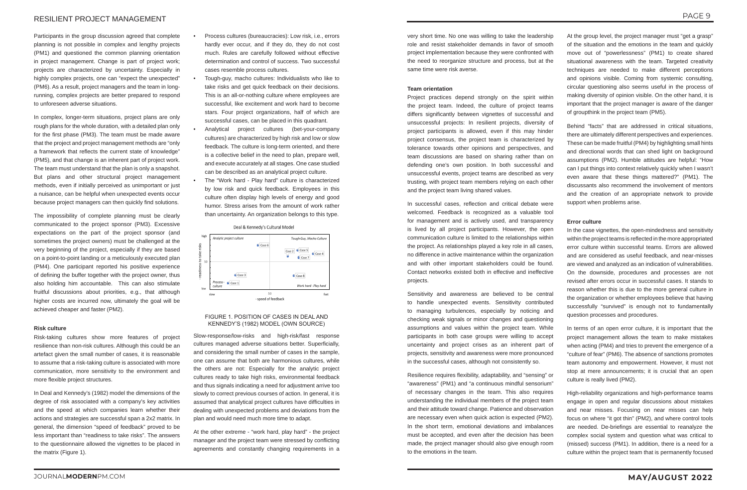Participants in the group discussion agreed that complete planning is not possible in complex and lengthy projects (PM1) and questioned the common planning orientation in project management. Change is part of project work; projects are characterized by uncertainty. Especially in highly complex projects, one can "expect the unexpected" (PM6). As a result, project managers and the team in long-running, complex projects are better prepared to respond to unforeseen adverse situations.

In complex, longer-term situations, project plans are only rough plans for the whole duration, with a detailed plan only for the first phase (PM3). The team must be made aware that the project and project management methods are "only a framework that reflects the current state of knowledge" (PM5), and that change is an inherent part of project work. The team must understand that the plan is only a snapshot. But plans and other structural project management methods, even if initially perceived as unimportant or just a nuisance, can be helpful when unexpected events occur because project managers can then quickly find solutions.

The impossibility of complete planning must be clearly communicated to the project sponsor (PM3). Excessive expectations on the part of the project sponsor (and sometimes the project owners) must be challenged at the very beginning of the project, especially if they are based on a point-to-point landing or a meticulously executed plan (PM4). One participant reported his positive experience of defining the buffer together with the project owner, thus also holding him accountable. This can also stimulate fruitful discussions about priorities, e.g., that although higher costs are incurred now, ultimately the goal will be achieved cheaper and faster (PM2).

#### Risk culture

Risk-taking cultures show more features of project resilience than non-risk cultures. Although this could be an artefact given the small number of cases, it is reasonable to assume that a risk-taking culture is associated with more communication, more sensitivity to the environment and more flexible project structures.

In Deal and Kennedy's (1982) model the dimensions of the degree of risk associated with a company's key activities and the speed at which companies learn whether their actions and strategies are successful span a 2x2 matrix. In general, the dimension "speed of feedback" proved to be less important than "readiness to take risks". The answers to the questionnaire allowed the vignettes to be placed in the matrix (Figure 1).

- Process cultures (bureaucracies): Low risk, i.e., errors hardly ever occur, and if they do, they do not cost much. Rules are carefully followed without effective determination and control of success. Two successful cases resemble process cultures.
- Tough-guy, macho cultures: Individualists who like to take risks and get quick feedback on their decisions. This is an all-or-nothing culture where employees are successful, like excitement and work hard to become stars. Four project organizations, half of which are successful cases, can be placed in this quadrant.
- Analytical project cultures (bet-your-company cultures) are characterized by high risk and low or slow feedback. The culture is long-term oriented, and there is a collective belief in the need to plan, prepare well, and execute accurately at all stages. One case studied can be described as an analytical project culture.
- The "Work hard - Play hard" culture is characterized by low risk and quick feedback. Employees in this culture often display high levels of energy and good humor. Stress arises from the amount of work rather than uncertainty. An organization belongs to this type.

Deal & Kennedy's Cultural Model

FIGURE 1. POSITION OF CASES IN DEAL AND KENNEDY'S (1982) MODEL (OWN SOURCE)

Slow-response/low-risks and high-risk/fast response cultures managed adverse situations better. Superficially, and considering the small number of cases in the sample, one can assume that both are harmonious cultures, while the others are not: Especially for the analytic project cultures ready to take high risks, environmental feedback and thus signals indicating a need for adjustment arrive too slowly to correct previous courses of action. In general, it is assumed that analytical project cultures have difficulties in dealing with unexpected problems and deviations from the plan and would need much more time to adapt.

At the other extreme - "work hard, play hard" - the project manager and the project team were stressed by conflicting agreements and constantly changing requirements in a very short time. No one was willing to take the leadership role and resist stakeholder demands in favor of smooth project implementation because they were confronted with the need to reorganize structure and process, but at the same time were risk averse.

#### Team orientation

Project practices depend strongly on the spirit within the project team. Indeed, the culture of project teams differs significantly between vignettes of successful and unsuccessful projects: In resilient projects, diversity of project participants is allowed, even if this may hinder project consensus, the project team is characterized by tolerance towards other opinions and perspectives, and team discussions are based on sharing rather than on defending one's own position. In both successful and unsuccessful events, project teams are described as very trusting, with project team members relying on each other and the project team living shared values.

In successful cases, reflection and critical debate were welcomed. Feedback is recognized as a valuable tool for management and is actively used, and transparency is lived by all project participants. However, the open communication culture is limited to the relationships within the project. As relationships played a key role in all cases, no difference in active maintenance within the organization and with other important stakeholders could be found. Contact networks existed both in effective and ineffective projects.

Sensitivity and awareness are believed to be central to handle unexpected events. Sensitivity contributed to managing turbulences, especially by noticing and checking weak signals or minor changes and questioning assumptions and values within the project team. While participants in both case groups were willing to accept uncertainty and project crises as an inherent part of projects, sensitivity and awareness were more pronounced in the successful cases, although not consistently so.

Resilience requires flexibility, adaptability, and "sensing" or "awareness" (PM1) and "a continuous mindful sensorium" of necessary changes in the team. This also requires understanding the individual members of the project team and their attitude toward change. Patience and observation are necessary even when quick action is expected (PM2). In the short term, emotional deviations and imbalances must be accepted, and even after the decision has been made, the project manager should also give enough room to the emotions in the team.

At the group level, the project manager must "get a grasp" of the situation and the emotions in the team and quickly move out of "powerlessness" (PM1) to create shared situational awareness with the team. Targeted creativity techniques are needed to make different perceptions and opinions visible. Coming from systemic consulting, circular questioning also seems useful in the process of making diversity of opinion visible. On the other hand, it is important that the project manager is aware of the danger of groupthink in the project team (PM5).

Behind "facts" that are addressed in critical situations, there are ultimately different perspectives and experiences. These can be made fruitful (PM4) by highlighting small hints and directional words that can shed light on background assumptions (PM2). Humble attitudes are helpful: "How can I put things into context relatively quickly when I wasn't even aware that these things mattered?" (PM1). The discussants also recommend the involvement of mentors and the creation of an appropriate network to provide support when problems arise.

#### Error culture

In the case vignettes, the open-mindedness and sensitivity within the project teams is reflected in the more appropriated error culture within successful teams. Errors are allowed and are considered as useful feedback, and near-misses are viewed and analyzed as an indication of vulnerabilities. On the downside, procedures and processes are not revised after errors occur in successful cases. It stands to reason whether this is due to the more general culture in the organization or whether employees believe that having successfully "survived" is enough not to fundamentally question processes and procedures.

In terms of an open error culture, it is important that the project management allows the team to make mistakes when acting (PM4) and tries to prevent the emergence of a "culture of fear" (PM6). The absence of sanctions promotes team autonomy and empowerment. However, it must not stop at mere announcements; it is crucial that an open culture is really lived (PM2).

High-reliability organizations and high-performance teams engage in open and regular discussions about mistakes and near misses. Focusing on near misses can help focus on where "it got thin" (PM2), and where control tools are needed. De-briefings are essential to reanalyze the complex social system and question what was critical to (missed) success (PM1). In addition, there is a need for a culture within the project team that is permanently focused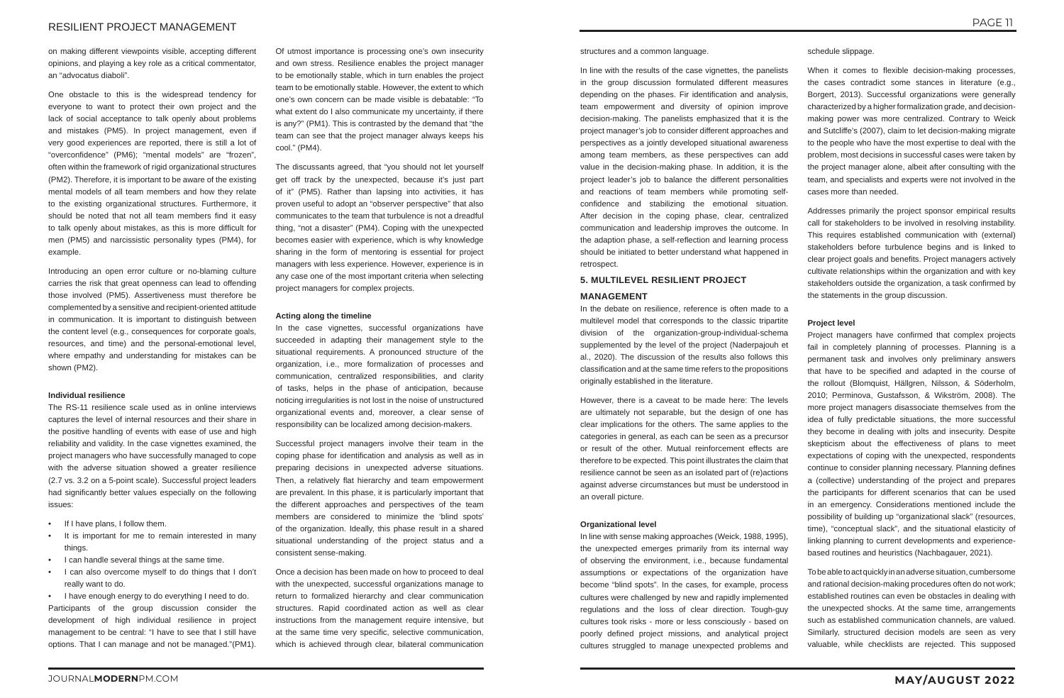on making different viewpoints visible, accepting different opinions, and playing a key role as a critical commentator, an "advocatus diaboli".

One obstacle to this is the widespread tendency for everyone to want to protect their own project and the lack of social acceptance to talk openly about problems and mistakes (PM5). In project management, even if very good experiences are reported, there is still a lot of "overconfidence" (PM6); "mental models" are "frozen", often within the framework of rigid organizational structures (PM2). Therefore, it is important to be aware of the existing mental models of all team members and how they relate to the existing organizational structures. Furthermore, it should be noted that not all team members find it easy to talk openly about mistakes, as this is more difficult for men (PM5) and narcissistic personality types (PM4), for example.

Introducing an open error culture or no-blaming culture carries the risk that great openness can lead to offending those involved (PM5). Assertiveness must therefore be complemented by a sensitive and recipient-oriented attitude in communication. It is important to distinguish between the content level (e.g., consequences for corporate goals, resources, and time) and the personal-emotional level, where empathy and understanding for mistakes can be shown (PM2).

#### Individual resilience

The RS-11 resilience scale used as in online interviews captures the level of internal resources and their share in the positive handling of events with ease of use and high reliability and validity. In the case vignettes examined, the project managers who have successfully managed to cope with the adverse situation showed a greater resilience (2.7 vs. 3.2 on a 5-point scale). Successful project leaders had significantly better values especially on the following issues:

- If I have plans, I follow them.
- It is important for me to remain interested in many things.
- I can handle several things at the same time.
- I can also overcome myself to do things that I don't really want to do.
- I have enough energy to do everything I need to do.

Participants of the group discussion consider the development of high individual resilience in project management to be central: "I have to see that I still have options. That I can manage and not be managed."(PM1).

Of utmost importance is processing one's own insecurity and own stress. Resilience enables the project manager to be emotionally stable, which in turn enables the project team to be emotionally stable. However, the extent to which one's own concern can be made visible is debatable: "To what extent do I also communicate my uncertainty, if there is any?" (PM1). This is contrasted by the demand that "the team can see that the project manager always keeps his cool." (PM4).

The discussants agreed, that "you should not let yourself get off track by the unexpected, because it's just part of it" (PM5). Rather than lapsing into activities, it has proven useful to adopt an "observer perspective" that also communicates to the team that turbulence is not a dreadful thing, "not a disaster" (PM4). Coping with the unexpected becomes easier with experience, which is why knowledge sharing in the form of mentoring is essential for project managers with less experience. However, experience is in any case one of the most important criteria when selecting project managers for complex projects.

#### Acting along the timeline

In the case vignettes, successful organizations have succeeded in adapting their management style to the situational requirements. A pronounced structure of the organization, i.e., more formalization of processes and communication, centralized responsibilities, and clarity of tasks, helps in the phase of anticipation, because noticing irregularities is not lost in the noise of unstructured organizational events and, moreover, a clear sense of responsibility can be localized among decision-makers.

Successful project managers involve their team in the coping phase for identification and analysis as well as in preparing decisions in unexpected adverse situations. Then, a relatively flat hierarchy and team empowerment are prevalent. In this phase, it is particularly important that the different approaches and perspectives of the team members are considered to minimize the 'blind spots' of the organization. Ideally, this phase result in a shared situational understanding of the project status and a consistent sense-making.

Once a decision has been made on how to proceed to deal with the unexpected, successful organizations manage to return to formalized hierarchy and clear communication structures. Rapid coordinated action as well as clear instructions from the management require intensive, but at the same time very specific, selective communication, which is achieved through clear, bilateral communication structures and a common language.

In line with the results of the case vignettes, the panelists in the group discussion formulated different measures depending on the phases. Fir identification and analysis, team empowerment and diversity of opinion improve decision-making. The panelists emphasized that it is the project manager's job to consider different approaches and perspectives as a jointly developed situational awareness among team members, as these perspectives can add value in the decision-making phase. In addition, it is the project leader's job to balance the different personalities and reactions of team members while promoting self-confidence and stabilizing the emotional situation. After decision in the coping phase, clear, centralized communication and leadership improves the outcome. In the adaption phase, a self-reflection and learning process should be initiated to better understand what happened in retrospect.

## 5. MULTILEVEL RESILIENT PROJECT MANAGEMENT

In the debate on resilience, reference is often made to a multilevel model that corresponds to the classic tripartite division of the organization-group-individual-schema supplemented by the level of the project (Naderpajouh et al., 2020). The discussion of the results also follows this classification and at the same time refers to the propositions originally established in the literature.

However, there is a caveat to be made here: The levels are ultimately not separable, but the design of one has clear implications for the others. The same applies to the categories in general, as each can be seen as a precursor or result of the other. Mutual reinforcement effects are therefore to be expected. This point illustrates the claim that resilience cannot be seen as an isolated part of (re)actions against adverse circumstances but must be understood in an overall picture.

#### Organizational level

In line with sense making approaches (Weick, 1988, 1995), the unexpected emerges primarily from its internal way of observing the environment, i.e., because fundamental assumptions or expectations of the organization have become "blind spots". In the cases, for example, process cultures were challenged by new and rapidly implemented regulations and the loss of clear direction. Tough-guy cultures took risks - more or less consciously - based on poorly defined project missions, and analytical project cultures struggled to manage unexpected problems and schedule slippage.

When it comes to flexible decision-making processes, the cases contradict some stances in literature (e.g., Borgert, 2013). Successful organizations were generally characterized by a higher formalization grade, and decision-making power was more centralized. Contrary to Weick and Sutcliffe's (2007), claim to let decision-making migrate to the people who have the most expertise to deal with the problem, most decisions in successful cases were taken by the project manager alone, albeit after consulting with the team, and specialists and experts were not involved in the cases more than needed.

Addresses primarily the project sponsor empirical results call for stakeholders to be involved in resolving instability. This requires established communication with (external) stakeholders before turbulence begins and is linked to clear project goals and benefits. Project managers actively cultivate relationships within the organization and with key stakeholders outside the organization, a task confirmed by the statements in the group discussion.

#### Project level

Project managers have confirmed that complex projects fail in completely planning of processes. Planning is a permanent task and involves only preliminary answers that have to be specified and adapted in the course of the rollout (Blomquist, Hällgren, Nilsson, & Söderholm, 2010; Perminova, Gustafsson, & Wikström, 2008). The more project managers disassociate themselves from the idea of fully predictable situations, the more successful they become in dealing with jolts and insecurity. Despite skepticism about the effectiveness of plans to meet expectations of coping with the unexpected, respondents continue to consider planning necessary. Planning defines a (collective) understanding of the project and prepares the participants for different scenarios that can be used in an emergency. Considerations mentioned include the possibility of building up "organizational slack" (resources, time), "conceptual slack", and the situational elasticity of linking planning to current developments and experience-based routines and heuristics (Nachbagauer, 2021).

To be able to act quickly in an adverse situation, cumbersome and rational decision-making procedures often do not work; established routines can even be obstacles in dealing with the unexpected shocks. At the same time, arrangements such as established communication channels, are valued. Similarly, structured decision models are seen as very valuable, while checklists are rejected. This supposed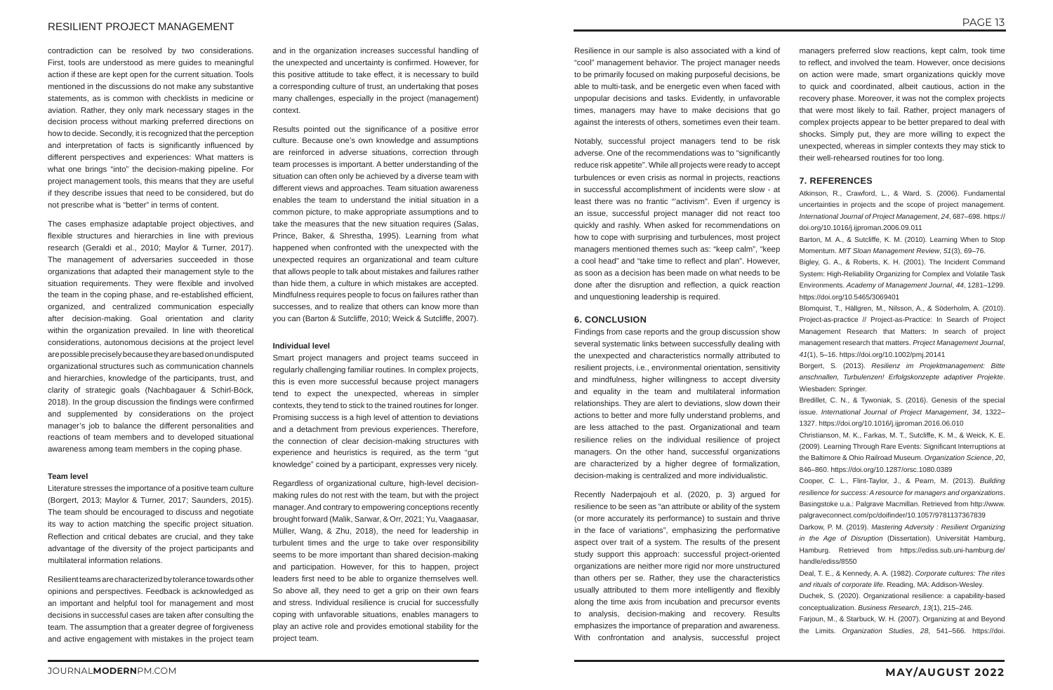contradiction can be resolved by two considerations. First, tools are understood as mere guides to meaningful action if these are kept open for the current situation. Tools mentioned in the discussions do not make any substantive statements, as is common with checklists in medicine or aviation. Rather, they only mark necessary stages in the decision process without marking preferred directions on how to decide. Secondly, it is recognized that the perception and interpretation of facts is significantly influenced by different perspectives and experiences: What matters is what one brings "into" the decision-making pipeline. For project management tools, this means that they are useful if they describe issues that need to be considered, but do not prescribe what is "better" in terms of content.

The cases emphasize adaptable project objectives, and flexible structures and hierarchies in line with previous research (Geraldi et al., 2010; Maylor & Turner, 2017). The management of adversaries succeeded in those organizations that adapted their management style to the situation requirements. They were flexible and involved the team in the coping phase, and re-established efficient, organized, and centralized communication especially after decision-making. Goal orientation and clarity within the organization prevailed. In line with theoretical considerations, autonomous decisions at the project level are possible precisely because they are based on undisputed organizational structures such as communication channels and hierarchies, knowledge of the participants, trust, and clarity of strategic goals (Nachbagauer & Schirl-Böck, 2018). In the group discussion the findings were confirmed and supplemented by considerations on the project manager's job to balance the different personalities and reactions of team members and to developed situational awareness among team members in the coping phase.

#### Team level

Literature stresses the importance of a positive team culture (Borgert, 2013; Maylor & Turner, 2017; Saunders, 2015). The team should be encouraged to discuss and negotiate its way to action matching the specific project situation. Reflection and critical debates are crucial, and they take advantage of the diversity of the project participants and multilateral information relations.

Resilient teams are characterized by tolerance towards other opinions and perspectives. Feedback is acknowledged as an important and helpful tool for management and most decisions in successful cases are taken after consulting the team. The assumption that a greater degree of forgiveness and active engagement with mistakes in the project team and in the organization increases successful handling of the unexpected and uncertainty is confirmed. However, for this positive attitude to take effect, it is necessary to build a corresponding culture of trust, an undertaking that poses many challenges, especially in the project (management) context.

Results pointed out the significance of a positive error culture. Because one's own knowledge and assumptions are reinforced in adverse situations, correction through team processes is important. A better understanding of the situation can often only be achieved by a diverse team with different views and approaches. Team situation awareness enables the team to understand the initial situation in a common picture, to make appropriate assumptions and to take the measures that the new situation requires (Salas, Prince, Baker, & Shrestha, 1995). Learning from what happened when confronted with the unexpected with the unexpected requires an organizational and team culture that allows people to talk about mistakes and failures rather than hide them, a culture in which mistakes are accepted. Mindfulness requires people to focus on failures rather than successes, and to realize that others can know more than you can (Barton & Sutcliffe, 2010; Weick & Sutcliffe, 2007).

#### Individual level

Smart project managers and project teams succeed in regularly challenging familiar routines. In complex projects, this is even more successful because project managers tend to expect the unexpected, whereas in simpler contexts, they tend to stick to the trained routines for longer. Promising success is a high level of attention to deviations and a detachment from previous experiences. Therefore, the connection of clear decision-making structures with experience and heuristics is required, as the term "gut knowledge" coined by a participant, expresses very nicely.

Regardless of organizational culture, high-level decision-making rules do not rest with the team, but with the project manager. And contrary to empowering conceptions recently brought forward (Malik, Sarwar, & Orr, 2021; Yu, Vaagaasar, Müller, Wang, & Zhu, 2018), the need for leadership in turbulent times and the urge to take over responsibility seems to be more important than shared decision-making and participation. However, for this to happen, project leaders first need to be able to organize themselves well. So above all, they need to get a grip on their own fears and stress. Individual resilience is crucial for successfully coping with unfavorable situations, enables managers to play an active role and provides emotional stability for the project team.

Resilience in our sample is also associated with a kind of "cool" management behavior. The project manager needs to be primarily focused on making purposeful decisions, be able to multi-task, and be energetic even when faced with unpopular decisions and tasks. Evidently, in unfavorable times, managers may have to make decisions that go against the interests of others, sometimes even their team.

Notably, successful project managers tend to be risk adverse. One of the recommendations was to "significantly reduce risk appetite". While all projects were ready to accept turbulences or even crisis as normal in projects, reactions in successful accomplishment of incidents were slow - at least there was no frantic "'activism". Even if urgency is an issue, successful project manager did not react too quickly and rashly. When asked for recommendations on how to cope with surprising and turbulences, most project managers mentioned themes such as: "keep calm", "keep a cool head" and "take time to reflect and plan". However, as soon as a decision has been made on what needs to be done after the disruption and reflection, a quick reaction and unquestioning leadership is required.

## 6. CONCLUSION

Findings from case reports and the group discussion show several systematic links between successfully dealing with the unexpected and characteristics normally attributed to resilient projects, i.e., environmental orientation, sensitivity and mindfulness, higher willingness to accept diversity and equality in the team and multilateral information relationships. They are alert to deviations, slow down their actions to better and more fully understand problems, and are less attached to the past. Organizational and team resilience relies on the individual resilience of project managers. On the other hand, successful organizations are characterized by a higher degree of formalization, decision-making is centralized and more individualistic.

Recently Naderpajouh et al. (2020, p. 3) argued for resilience to be seen as "an attribute or ability of the system (or more accurately its performance) to sustain and thrive in the face of variations", emphasizing the performative aspect over trait of a system. The results of the present study support this approach: successful project-oriented organizations are neither more rigid nor more unstructured than others per se. Rather, they use the characteristics usually attributed to them more intelligently and flexibly along the time axis from incubation and precursor events to analysis, decision-making and recovery. Results emphasizes the importance of preparation and awareness. With confrontation and analysis, successful project managers preferred slow reactions, kept calm, took time to reflect, and involved the team. However, once decisions on action were made, smart organizations quickly move to quick and coordinated, albeit cautious, action in the recovery phase. Moreover, it was not the complex projects that were most likely to fail. Rather, project managers of complex projects appear to be better prepared to deal with shocks. Simply put, they are more willing to expect the unexpected, whereas in simpler contexts they may stick to their well-rehearsed routines for too long.

## 7. REFERENCES

Atkinson, R., Crawford, L., & Ward, S. (2006). Fundamental uncertainties in projects and the scope of project management. *International Journal of Project Management*, *24*, 687–698. https://doi.org/10.1016/j.ijproman.2006.09.011

Barton, M. A., & Sutcliffe, K. M. (2010). Learning When to Stop Momentum. *MIT Sloan Management Review*, *51*(3), 69–76.

Bigley, G. A., & Roberts, K. H. (2001). The Incident Command System: High-Reliability Organizing for Complex and Volatile Task Environments. *Academy of Management Journal*, *44*, 1281–1299. https://doi.org/10.5465/3069401

Blomquist, T., Hällgren, M., Nilsson, A., & Söderholm, A. (2010). Project-as-practice // Project-as-Practice: In Search of Project Management Research that Matters: In search of project management research that matters. *Project Management Journal*, *41*(1), 5–16. https://doi.org/10.1002/pmj.20141

Borgert, S. (2013). *Resilienz im Projektmanagement: Bitte anschnallen, Turbulenzen! Erfolgskonzepte adaptiver Projekte*. Wiesbaden: Springer.

Bredillet, C. N., & Tywoniak, S. (2016). Genesis of the special issue. *International Journal of Project Management*, *34*, 1322–1327. https://doi.org/10.1016/j.ijproman.2016.06.010

Christianson, M. K., Farkas, M. T., Sutcliffe, K. M., & Weick, K. E. (2009). Learning Through Rare Events: Significant Interruptions at the Baltimore & Ohio Railroad Museum. *Organization Science*, *20*, 846–860. https://doi.org/10.1287/orsc.1080.0389

Cooper, C. L., Flint-Taylor, J., & Pearn, M. (2013). *Building resilience for success: A resource for managers and organizations*. Basingstoke u.a.: Palgrave Macmillan. Retrieved from http://www.palgraveconnect.com/pc/doifinder/10.1057/9781137367839

Darkow, P. M. (2019). *Mastering Adversity : Resilient Organizing in the Age of Disruption* (Dissertation). Universität Hamburg, Hamburg. Retrieved from https://ediss.sub.uni-hamburg.de/handle/ediss/8550

Deal, T. E., & Kennedy, A. A. (1982). *Corporate cultures: The rites and rituals of corporate life*. Reading, MA: Addison-Wesley.

Duchek, S. (2020). Organizational resilience: a capability-based conceptualization. *Business Research*, *13*(1), 215–246.

Farjoun, M., & Starbuck, W. H. (2007). Organizing at and Beyond the Limits. *Organization Studies*, *28*, 541–566. https://doi.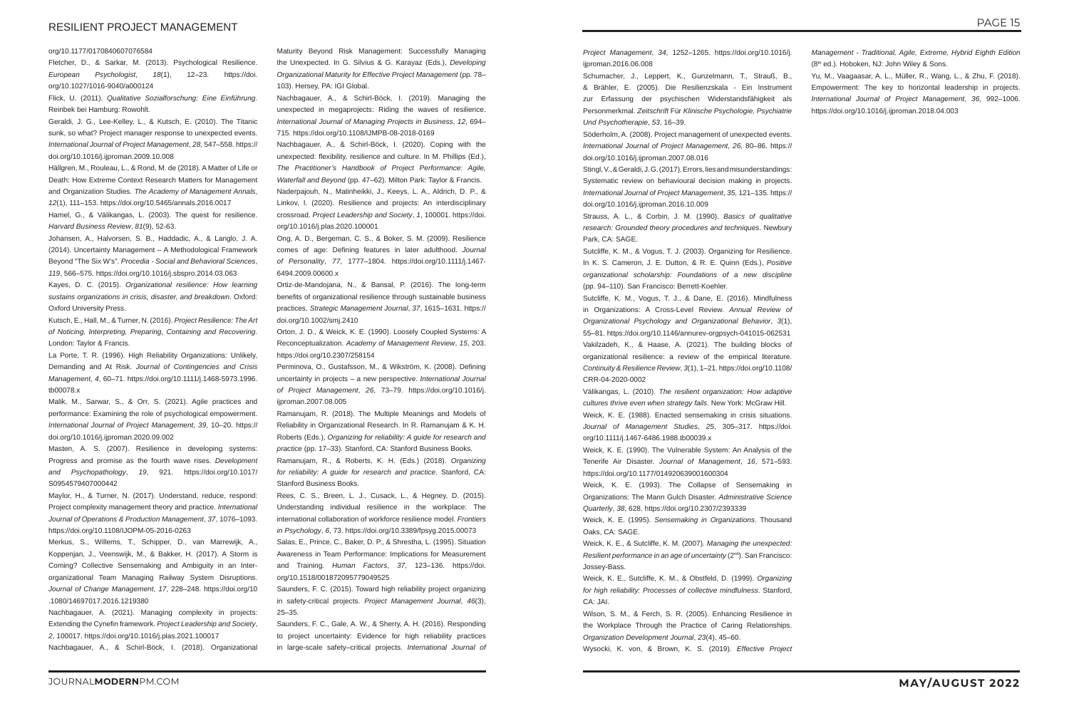org/10.1177/0170840607076584

Fletcher, D., & Sarkar, M. (2013). Psychological Resilience. *European Psychologist*, *18*(1), 12–23. https://doi.org/10.1027/1016-9040/a000124

Flick, U. (2011). *Qualitative Sozialforschung: Eine Einführung*. Reinbek bei Hamburg: Rowohlt.

Geraldi, J. G., Lee-Kelley, L., & Kutsch, E. (2010). The Titanic sunk, so what? Project manager response to unexpected events. *International Journal of Project Management*, *28*, 547–558. https://doi.org/10.1016/j.ijproman.2009.10.008

Hällgren, M., Rouleau, L., & Rond, M. de (2018). A Matter of Life or Death: How Extreme Context Research Matters for Management and Organization Studies. *The Academy of Management Annals*, *12*(1), 111–153. https://doi.org/10.5465/annals.2016.0017

Hamel, G., & Välikangas, L. (2003). The quest for resilience. *Harvard Business Review*, *81*(9), 52-63.

Johansen, A., Halvorsen, S. B., Haddadic, A., & Langlo, J. A. (2014). Uncertainty Management – A Methodological Framework Beyond "The Six W's". *Procedia - Social and Behavioral Sciences*, *119*, 566–575. https://doi.org/10.1016/j.sbspro.2014.03.063

Kayes, D. C. (2015). *Organizational resilience: How learning sustains organizations in crisis, disaster, and breakdown*. Oxford: Oxford University Press.

Kutsch, E., Hall, M., & Turner, N. (2016). *Project Resilience: The Art of Noticing, Interpreting, Preparing, Containing and Recovering*. London: Taylor & Francis.

La Porte, T. R. (1996). High Reliability Organizations: Unlikely, Demanding and At Risk. *Journal of Contingencies and Crisis Management*, *4*, 60–71. https://doi.org/10.1111/j.1468-5973.1996.tb00078.x

Malik, M., Sarwar, S., & Orr, S. (2021). Agile practices and performance: Examining the role of psychological empowerment. *International Journal of Project Management*, *39*, 10–20. https://doi.org/10.1016/j.ijproman.2020.09.002

Masten, A. S. (2007). Resilience in developing systems: Progress and promise as the fourth wave rises. *Development and Psychopathology*, *19*, 921. https://doi.org/10.1017/S0954579407000442

Maylor, H., & Turner, N. (2017). Understand, reduce, respond: Project complexity management theory and practice. *International Journal of Operations & Production Management*, *37*, 1076–1093. https://doi.org/10.1108/IJOPM-05-2016-0263

Merkus, S., Willems, T., Schipper, D., van Marrewijk, A., Koppenjan, J., Veenswijk, M., & Bakker, H. (2017). A Storm is Coming? Collective Sensemaking and Ambiguity in an Inter-organizational Team Managing Railway System Disruptions. *Journal of Change Management*, *17*, 228–248. https://doi.org/10.1080/14697017.2016.1219380

Nachbagauer, A. (2021). Managing complexity in projects: Extending the Cynefin framework. *Project Leadership and Society*, *2*, 100017. https://doi.org/10.1016/j.plas.2021.100017

Nachbagauer, A., & Schirl-Böck, I. (2018). Organizational Maturity Beyond Risk Management: Successfully Managing the Unexpected. In G. Silvius & G. Karayaz (Eds.), *Developing Organizational Maturity for Effective Project Management* (pp. 78–103). Hersey, PA: IGI Global.

Nachbagauer, A., & Schirl-Böck, I. (2019). Managing the unexpected in megaprojects: Riding the waves of resilience. *International Journal of Managing Projects in Business*, *12*, 694–715. https://doi.org/10.1108/IJMPB-08-2018-0169

Nachbagauer, A., & Schirl-Böck, I. (2020). Coping with the unexpected: flexibility, resilience and culture. In M. Phillips (Ed.), *The Practitioner's Handbook of Project Performance: Agile, Waterfall and Beyond* (pp. 47–62). Milton Park: Taylor & Francis.

Naderpajouh, N., Matinheikki, J., Keeys, L. A., Aldrich, D. P., & Linkov, I. (2020). Resilience and projects: An interdisciplinary crossroad. *Project Leadership and Society*, *1*, 100001. https://doi.org/10.1016/j.plas.2020.100001

Ong, A. D., Bergeman, C. S., & Boker, S. M. (2009). Resilience comes of age: Defining features in later adulthood. *Journal of Personality*, *77*, 1777–1804. https://doi.org/10.1111/j.1467-6494.2009.00600.x

Ortiz-de-Mandojana, N., & Bansal, P. (2016). The long-term benefits of organizational resilience through sustainable business practices. *Strategic Management Journal*, *37*, 1615–1631. https://doi.org/10.1002/smj.2410

Orton, J. D., & Weick, K. E. (1990). Loosely Coupled Systems: A Reconceptualization. *Academy of Management Review*, *15*, 203. https://doi.org/10.2307/258154

Perminova, O., Gustafsson, M., & Wikström, K. (2008). Defining uncertainty in projects – a new perspective. *International Journal of Project Management*, *26*, 73–79. https://doi.org/10.1016/j.ijproman.2007.08.005

Ramanujam, R. (2018). The Multiple Meanings and Models of Reliability in Organizational Research. In R. Ramanujam & K. H. Roberts (Eds.), *Organizing for reliability: A guide for research and practice* (pp. 17–33). Stanford, CA: Stanford Business Books.

Ramanujam, R., & Roberts, K. H. (Eds.) (2018). *Organizing for reliability: A guide for research and practice*. Stanford, CA: Stanford Business Books.

Rees, C. S., Breen, L. J., Cusack, L., & Hegney, D. (2015). Understanding individual resilience in the workplace: The international collaboration of workforce resilience model. *Frontiers in Psychology*, *6*, 73. https://doi.org/10.3389/fpsyg.2015.00073

Salas, E., Prince, C., Baker, D. P., & Shrestha, L. (1995). Situation Awareness in Team Performance: Implications for Measurement and Training. *Human Factors*, *37*, 123–136. https://doi.org/10.1518/001872095779049525

Saunders, F. C. (2015). Toward high reliability project organizing in safety-critical projects. *Project Management Journal*, *46*(3), 25–35.

Saunders, F. C., Gale, A. W., & Sherry, A. H. (2016). Responding to project uncertainty: Evidence for high reliability practices in large-scale safety–critical projects. *International Journal of Project Management*, *34*, 1252–1265. https://doi.org/10.1016/j.ijproman.2016.06.008

Schumacher, J., Leppert, K., Gunzelmann, T., Strauß, B., & Brähler, E. (2005). Die Resilienzskala - Ein Instrument zur Erfassung der psychischen Widerstandsfähigkeit als Personmerkmal. *Zeitschrift Für Klinische Psychologie, Psychiatrie Und Psychotherapie*, *53*, 16–39.

Söderholm, A. (2008). Project management of unexpected events. *International Journal of Project Management*, *26*, 80–86. https://doi.org/10.1016/j.ijproman.2007.08.016

Stingl, V., & Geraldi, J. G. (2017). Errors, lies and misunderstandings: Systematic review on behavioural decision making in projects. *International Journal of Project Management*, *35*, 121–135. https://doi.org/10.1016/j.ijproman.2016.10.009

Strauss, A. L., & Corbin, J. M. (1990). *Basics of qualitative research: Grounded theory procedures and techniques*. Newbury Park, CA: SAGE.

Sutcliffe, K. M., & Vogus, T. J. (2003). Organizing for Resilience. In K. S. Cameron, J. E. Dutton, & R. E. Quinn (Eds.), *Positive organizational scholarship: Foundations of a new discipline* (pp. 94–110). San Francisco: Berrett-Koehler.

Sutcliffe, K. M., Vogus, T. J., & Dane, E. (2016). Mindfulness in Organizations: A Cross-Level Review. *Annual Review of Organizational Psychology and Organizational Behavior*, *3*(1), 55–81. https://doi.org/10.1146/annurev-orgpsych-041015-062531

Vakilzadeh, K., & Haase, A. (2021). The building blocks of organizational resilience: a review of the empirical literature. *Continuity & Resilience Review*, *3*(1), 1–21. https://doi.org/10.1108/CRR-04-2020-0002

Välikangas, L. (2010). *The resilient organization: How adaptive cultures thrive even when strategy fails*. New York: McGraw Hill.

Weick, K. E. (1988). Enacted sensemaking in crisis situations. *Journal of Management Studies*, *25*, 305–317. https://doi.org/10.1111/j.1467-6486.1988.tb00039.x

Weick, K. E. (1990). The Vulnerable System: An Analysis of the Tenerife Air Disaster. *Journal of Management*, *16*, 571–593. https://doi.org/10.1177/014920639001600304

Weick, K. E. (1993). The Collapse of Sensemaking in Organizations: The Mann Gulch Disaster. *Administrative Science Quarterly*, *38*, 628. https://doi.org/10.2307/2393339

Weick, K. E. (1995). *Sensemaking in Organizations*. Thousand Oaks, CA: SAGE.

Weick, K. E., & Sutcliffe, K. M. (2007). *Managing the unexpected: Resilient performance in an age of uncertainty* (2nd). San Francisco: Jossey-Bass.

Weick, K. E., Sutcliffe, K. M., & Obstfeld, D. (1999). *Organizing for high reliability: Processes of collective mindfulness*. Stanford, CA: JAI.

Wilson, S. M., & Ferch, S. R. (2005). Enhancing Resilience in the Workplace Through the Practice of Caring Relationships. *Organization Development Journal*, *23*(4), 45–60.

Wysocki, K. von, & Brown, K. S. (2019). *Effective Project Management - Traditional, Agile, Extreme, Hybrid Eighth Edition* (8th ed.). Hoboken, NJ: John Wiley & Sons.

Yu, M., Vaagaasar, A. L., Müller, R., Wang, L., & Zhu, F. (2018). Empowerment: The key to horizontal leadership in projects. *International Journal of Project Management*, *36*, 992–1006. https://doi.org/10.1016/j.ijproman.2018.04.003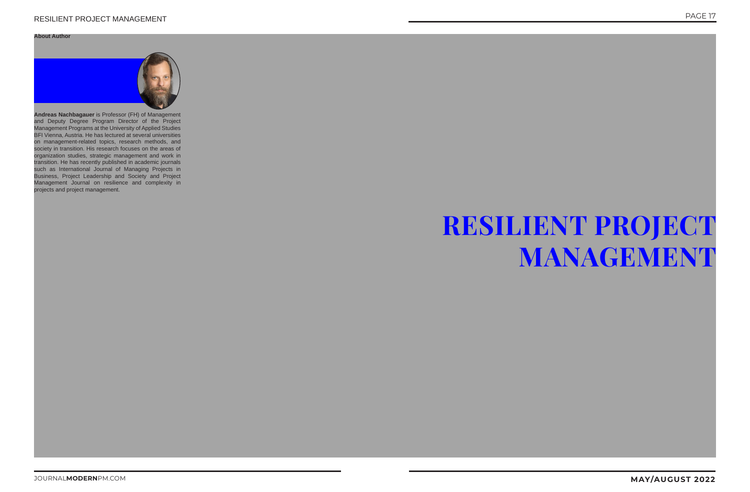**About Author**

**Andreas Nachbagauer** is Professor (FH) of Management and Deputy Degree Program Director of the Project Management Programs at the University of Applied Studies BFI Vienna, Austria. He has lectured at several universities on management-related topics, research methods, and society in transition. His research focuses on the areas of organization studies, strategic management and work in transition. He has recently published in academic journals such as International Journal of Managing Projects in Business, Project Leadership and Society and Project Management Journal on resilience and complexity in projects and project management.

# RESILIENT PROJECT MANAGEMENT